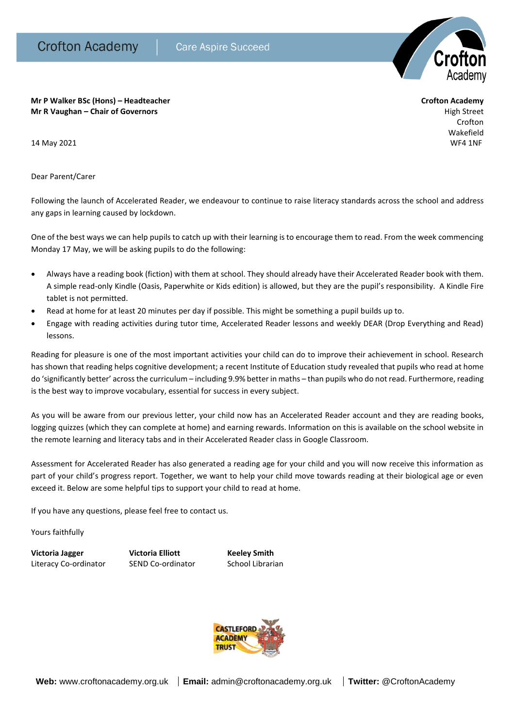Crofton Academy | Care Aspire Succeed

**Mr P Walker BSc (Hons) – Headteacher**
**Mr R Vaughan – Chair of Governors**

**Crofton Academy**
High Street
Crofton
Wakefield
WF4 1NF

14 May 2021

Dear Parent/Carer

Following the launch of Accelerated Reader, we endeavour to continue to raise literacy standards across the school and address any gaps in learning caused by lockdown.

One of the best ways we can help pupils to catch up with their learning is to encourage them to read. From the week commencing Monday 17 May, we will be asking pupils to do the following:

- Always have a reading book (fiction) with them at school. They should already have their Accelerated Reader book with them. A simple read-only Kindle (Oasis, Paperwhite or Kids edition) is allowed, but they are the pupil's responsibility. A Kindle Fire tablet is not permitted.
- Read at home for at least 20 minutes per day if possible. This might be something a pupil builds up to.
- Engage with reading activities during tutor time, Accelerated Reader lessons and weekly DEAR (Drop Everything and Read) lessons.

Reading for pleasure is one of the most important activities your child can do to improve their achievement in school. Research has shown that reading helps cognitive development; a recent Institute of Education study revealed that pupils who read at home do 'significantly better' across the curriculum – including 9.9% better in maths – than pupils who do not read. Furthermore, reading is the best way to improve vocabulary, essential for success in every subject.

As you will be aware from our previous letter, your child now has an Accelerated Reader account and they are reading books, logging quizzes (which they can complete at home) and earning rewards. Information on this is available on the school website in the remote learning and literacy tabs and in their Accelerated Reader class in Google Classroom.

Assessment for Accelerated Reader has also generated a reading age for your child and you will now receive this information as part of your child's progress report. Together, we want to help your child move towards reading at their biological age or even exceed it. Below are some helpful tips to support your child to read at home.

If you have any questions, please feel free to contact us.

Yours faithfully

**Victoria Jagger**
Literacy Co-ordinator

**Victoria Elliott**
SEND Co-ordinator

**Keeley Smith**
School Librarian

**Web:** www.croftonacademy.org.uk | **Email:** admin@croftonacademy.org.uk | **Twitter:** @CroftonAcademy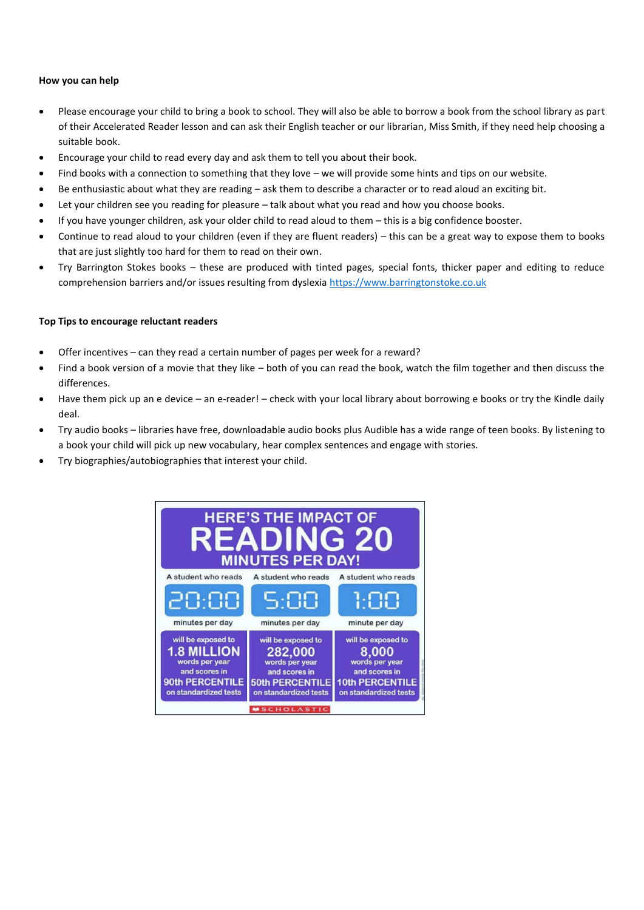**How you can help**

- Please encourage your child to bring a book to school. They will also be able to borrow a book from the school library as part of their Accelerated Reader lesson and can ask their English teacher or our librarian, Miss Smith, if they need help choosing a suitable book.
- Encourage your child to read every day and ask them to tell you about their book.
- Find books with a connection to something that they love – we will provide some hints and tips on our website.
- Be enthusiastic about what they are reading – ask them to describe a character or to read aloud an exciting bit.
- Let your children see you reading for pleasure – talk about what you read and how you choose books.
- If you have younger children, ask your older child to read aloud to them – this is a big confidence booster.
- Continue to read aloud to your children (even if they are fluent readers) – this can be a great way to expose them to books that are just slightly too hard for them to read on their own.
- Try Barrington Stokes books – these are produced with tinted pages, special fonts, thicker paper and editing to reduce comprehension barriers and/or issues resulting from dyslexia https://www.barringtonstoke.co.uk

**Top Tips to encourage reluctant readers**

- Offer incentives – can they read a certain number of pages per week for a reward?
- Find a book version of a movie that they like – both of you can read the book, watch the film together and then discuss the differences.
- Have them pick up an e device – an e-reader! – check with your local library about borrowing e books or try the Kindle daily deal.
- Try audio books – libraries have free, downloadable audio books plus Audible has a wide range of teen books. By listening to a book your child will pick up new vocabulary, hear complex sentences and engage with stories.
- Try biographies/autobiographies that interest your child.

HERE'S THE IMPACT OF READING 20 MINUTES PER DAY!

A student who reads 20:00 minutes per day will be exposed to 1.8 MILLION words per year and scores in 90th PERCENTILE on standardized tests

A student who reads 5:00 minutes per day will be exposed to 282,000 words per year and scores in 50th PERCENTILE on standardized tests

A student who reads 1:00 minute per day will be exposed to 8,000 words per year and scores in 10th PERCENTILE on standardized tests

SCHOLASTIC